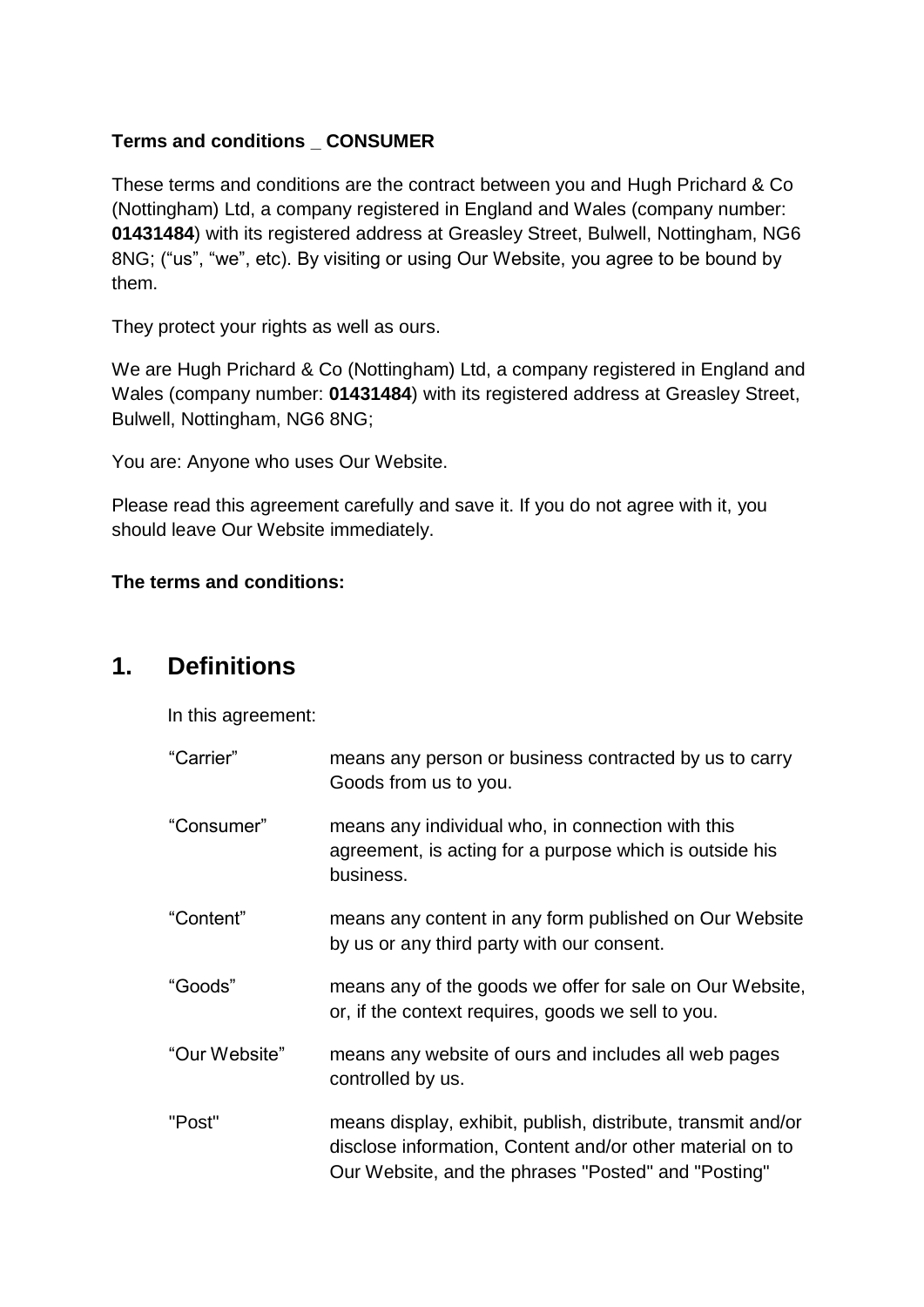**Terms and conditions _ CONSUMER**

These terms and conditions are the contract between you and Hugh Prichard & Co (Nottingham) Ltd, a company registered in England and Wales (company number: **01431484**) with its registered address at Greasley Street, Bulwell, Nottingham, NG6 8NG; ("us", "we", etc). By visiting or using Our Website, you agree to be bound by them.

They protect your rights as well as ours.

We are Hugh Prichard & Co (Nottingham) Ltd, a company registered in England and Wales (company number: **01431484**) with its registered address at Greasley Street, Bulwell, Nottingham, NG6 8NG;

You are: Anyone who uses Our Website.

Please read this agreement carefully and save it. If you do not agree with it, you should leave Our Website immediately.

**The terms and conditions:**

## 1. Definitions

In this agreement:

| | |
|---|---|
| "Carrier" | means any person or business contracted by us to carry Goods from us to you. |
| "Consumer" | means any individual who, in connection with this agreement, is acting for a purpose which is outside his business. |
| "Content" | means any content in any form published on Our Website by us or any third party with our consent. |
| "Goods" | means any of the goods we offer for sale on Our Website, or, if the context requires, goods we sell to you. |
| "Our Website" | means any website of ours and includes all web pages controlled by us. |
| "Post" | means display, exhibit, publish, distribute, transmit and/or disclose information, Content and/or other material on to Our Website, and the phrases "Posted" and "Posting" |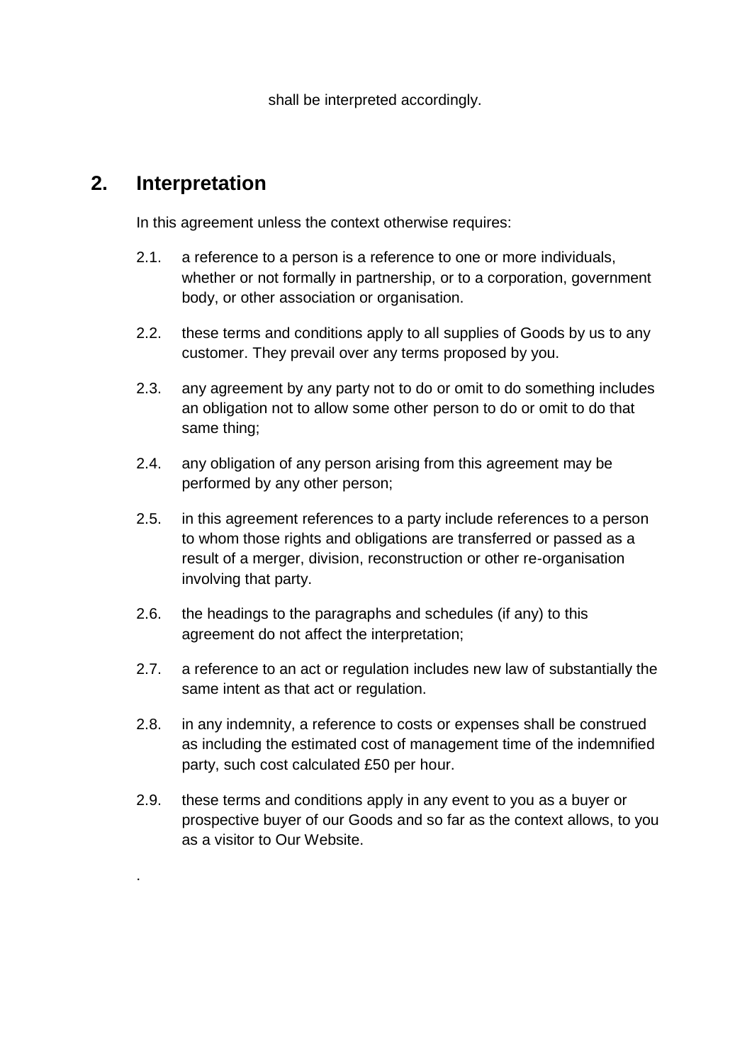shall be interpreted accordingly.

## 2. Interpretation

In this agreement unless the context otherwise requires:

2.1. a reference to a person is a reference to one or more individuals, whether or not formally in partnership, or to a corporation, government body, or other association or organisation.

2.2. these terms and conditions apply to all supplies of Goods by us to any customer. They prevail over any terms proposed by you.

2.3. any agreement by any party not to do or omit to do something includes an obligation not to allow some other person to do or omit to do that same thing;

2.4. any obligation of any person arising from this agreement may be performed by any other person;

2.5. in this agreement references to a party include references to a person to whom those rights and obligations are transferred or passed as a result of a merger, division, reconstruction or other re-organisation involving that party.

2.6. the headings to the paragraphs and schedules (if any) to this agreement do not affect the interpretation;

2.7. a reference to an act or regulation includes new law of substantially the same intent as that act or regulation.

2.8. in any indemnity, a reference to costs or expenses shall be construed as including the estimated cost of management time of the indemnified party, such cost calculated £50 per hour.

2.9. these terms and conditions apply in any event to you as a buyer or prospective buyer of our Goods and so far as the context allows, to you as a visitor to Our Website.

.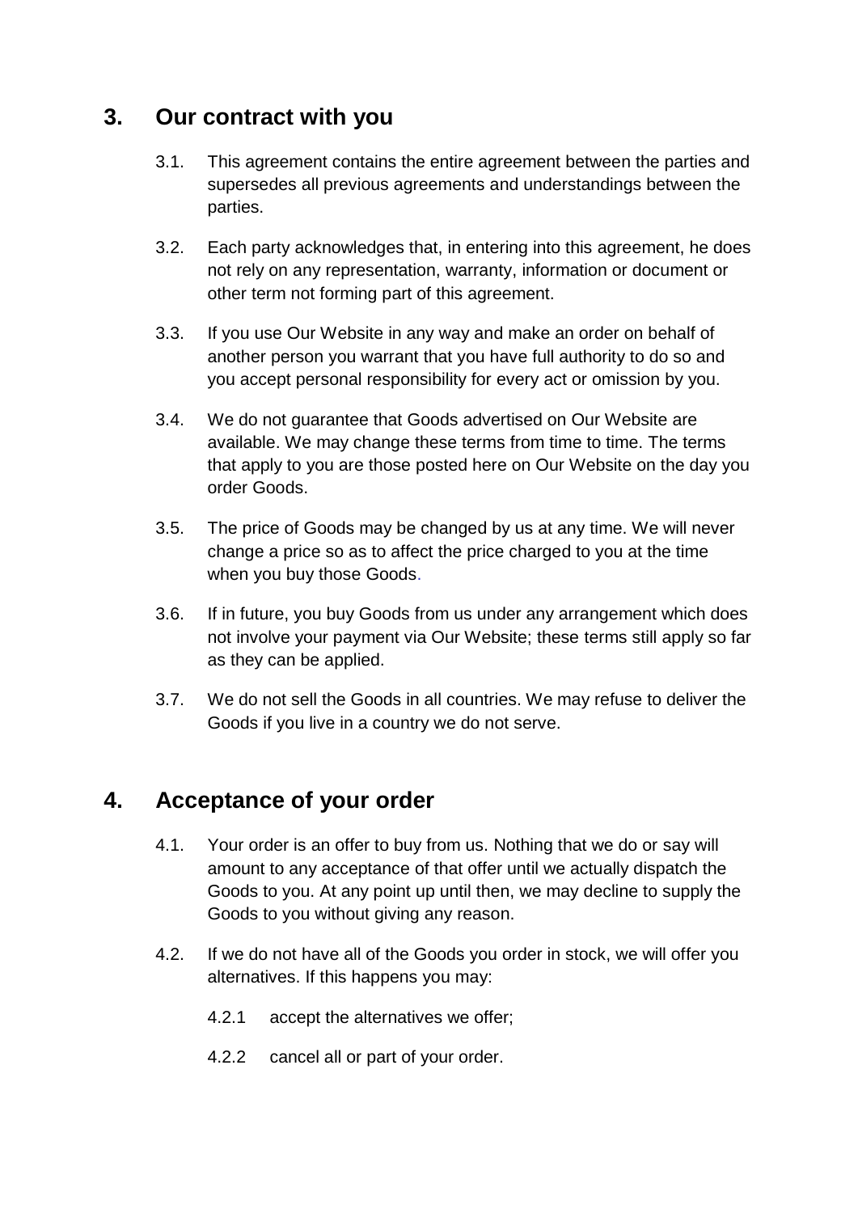## 3. Our contract with you

3.1. This agreement contains the entire agreement between the parties and supersedes all previous agreements and understandings between the parties.

3.2. Each party acknowledges that, in entering into this agreement, he does not rely on any representation, warranty, information or document or other term not forming part of this agreement.

3.3. If you use Our Website in any way and make an order on behalf of another person you warrant that you have full authority to do so and you accept personal responsibility for every act or omission by you.

3.4. We do not guarantee that Goods advertised on Our Website are available. We may change these terms from time to time. The terms that apply to you are those posted here on Our Website on the day you order Goods.

3.5. The price of Goods may be changed by us at any time. We will never change a price so as to affect the price charged to you at the time when you buy those Goods.

3.6. If in future, you buy Goods from us under any arrangement which does not involve your payment via Our Website; these terms still apply so far as they can be applied.

3.7. We do not sell the Goods in all countries. We may refuse to deliver the Goods if you live in a country we do not serve.

## 4. Acceptance of your order

4.1. Your order is an offer to buy from us. Nothing that we do or say will amount to any acceptance of that offer until we actually dispatch the Goods to you. At any point up until then, we may decline to supply the Goods to you without giving any reason.

4.2. If we do not have all of the Goods you order in stock, we will offer you alternatives. If this happens you may:

4.2.1 accept the alternatives we offer;

4.2.2 cancel all or part of your order.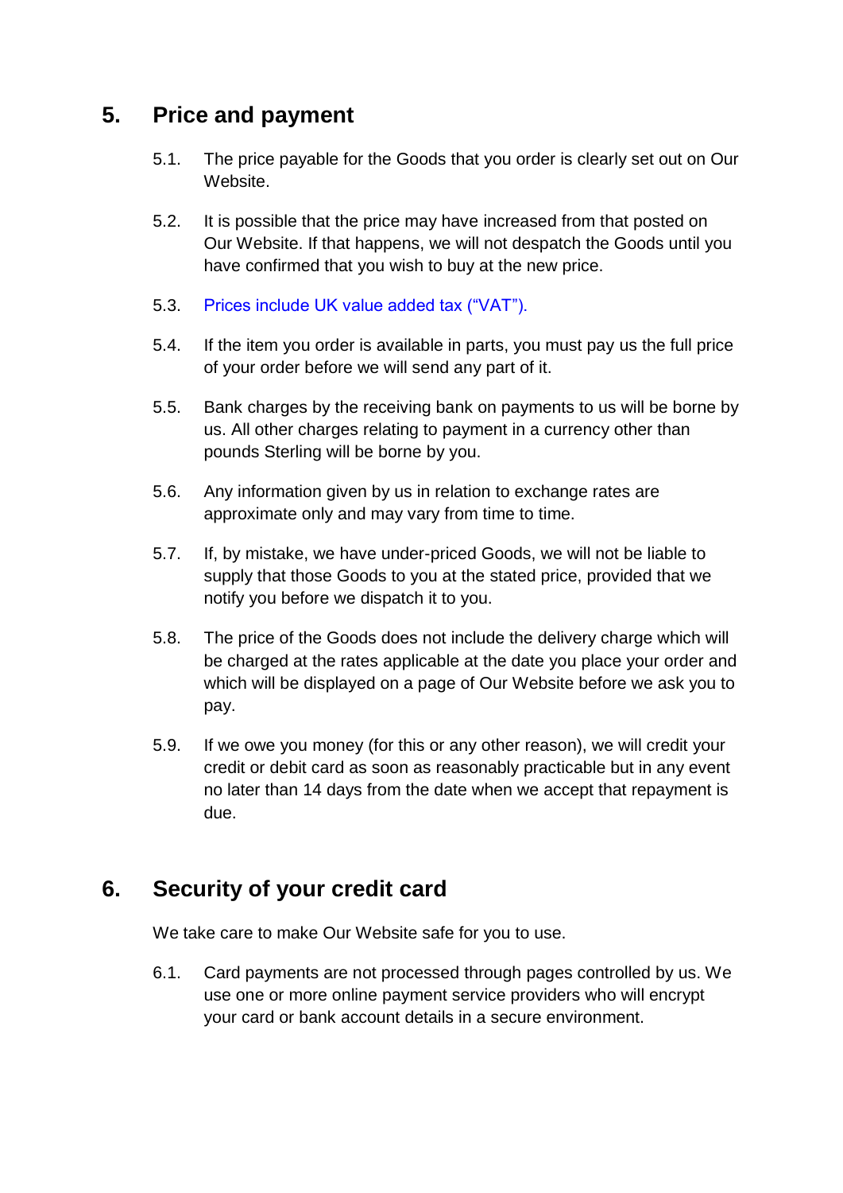## 5. Price and payment

5.1. The price payable for the Goods that you order is clearly set out on Our Website.

5.2. It is possible that the price may have increased from that posted on Our Website. If that happens, we will not despatch the Goods until you have confirmed that you wish to buy at the new price.

5.3. Prices include UK value added tax ("VAT").

5.4. If the item you order is available in parts, you must pay us the full price of your order before we will send any part of it.

5.5. Bank charges by the receiving bank on payments to us will be borne by us. All other charges relating to payment in a currency other than pounds Sterling will be borne by you.

5.6. Any information given by us in relation to exchange rates are approximate only and may vary from time to time.

5.7. If, by mistake, we have under-priced Goods, we will not be liable to supply that those Goods to you at the stated price, provided that we notify you before we dispatch it to you.

5.8. The price of the Goods does not include the delivery charge which will be charged at the rates applicable at the date you place your order and which will be displayed on a page of Our Website before we ask you to pay.

5.9. If we owe you money (for this or any other reason), we will credit your credit or debit card as soon as reasonably practicable but in any event no later than 14 days from the date when we accept that repayment is due.

## 6. Security of your credit card

We take care to make Our Website safe for you to use.

6.1. Card payments are not processed through pages controlled by us. We use one or more online payment service providers who will encrypt your card or bank account details in a secure environment.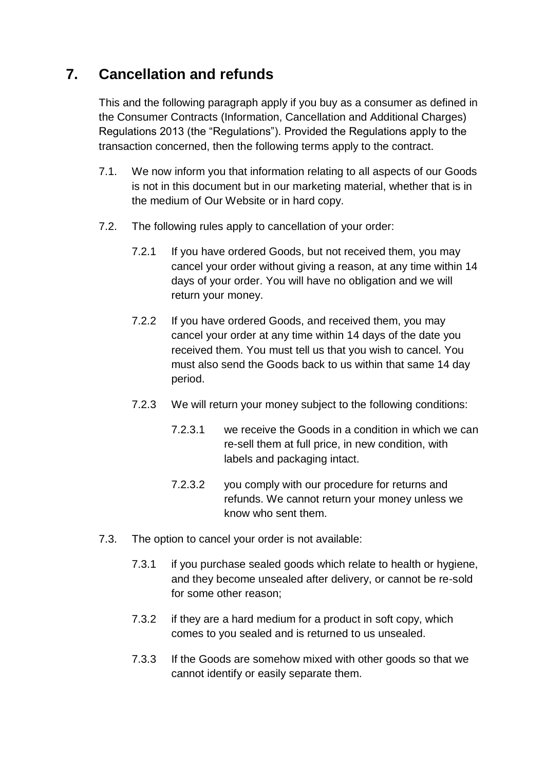## 7. Cancellation and refunds

This and the following paragraph apply if you buy as a consumer as defined in the Consumer Contracts (Information, Cancellation and Additional Charges) Regulations 2013 (the "Regulations"). Provided the Regulations apply to the transaction concerned, then the following terms apply to the contract.

7.1. We now inform you that information relating to all aspects of our Goods is not in this document but in our marketing material, whether that is in the medium of Our Website or in hard copy.

7.2. The following rules apply to cancellation of your order:

7.2.1 If you have ordered Goods, but not received them, you may cancel your order without giving a reason, at any time within 14 days of your order. You will have no obligation and we will return your money.

7.2.2 If you have ordered Goods, and received them, you may cancel your order at any time within 14 days of the date you received them. You must tell us that you wish to cancel. You must also send the Goods back to us within that same 14 day period.

7.2.3 We will return your money subject to the following conditions:

7.2.3.1 we receive the Goods in a condition in which we can re-sell them at full price, in new condition, with labels and packaging intact.

7.2.3.2 you comply with our procedure for returns and refunds. We cannot return your money unless we know who sent them.

7.3. The option to cancel your order is not available:

7.3.1 if you purchase sealed goods which relate to health or hygiene, and they become unsealed after delivery, or cannot be re-sold for some other reason;

7.3.2 if they are a hard medium for a product in soft copy, which comes to you sealed and is returned to us unsealed.

7.3.3 If the Goods are somehow mixed with other goods so that we cannot identify or easily separate them.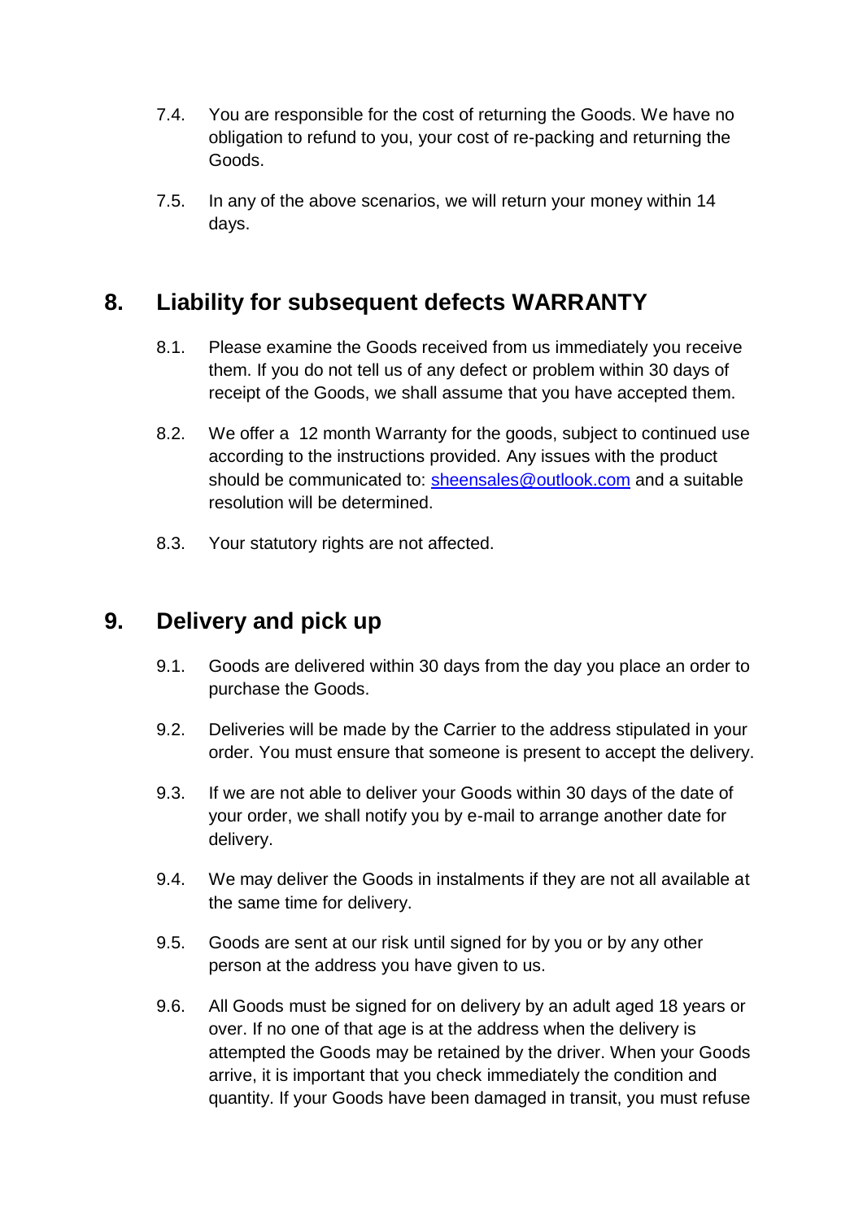7.4. You are responsible for the cost of returning the Goods. We have no obligation to refund to you, your cost of re-packing and returning the Goods.

7.5. In any of the above scenarios, we will return your money within 14 days.

## 8. Liability for subsequent defects WARRANTY

8.1. Please examine the Goods received from us immediately you receive them. If you do not tell us of any defect or problem within 30 days of receipt of the Goods, we shall assume that you have accepted them.

8.2. We offer a 12 month Warranty for the goods, subject to continued use according to the instructions provided. Any issues with the product should be communicated to: [sheensales@outlook.com](mailto:sheensales@outlook.com) and a suitable resolution will be determined.

8.3. Your statutory rights are not affected.

## 9. Delivery and pick up

9.1. Goods are delivered within 30 days from the day you place an order to purchase the Goods.

9.2. Deliveries will be made by the Carrier to the address stipulated in your order. You must ensure that someone is present to accept the delivery.

9.3. If we are not able to deliver your Goods within 30 days of the date of your order, we shall notify you by e-mail to arrange another date for delivery.

9.4. We may deliver the Goods in instalments if they are not all available at the same time for delivery.

9.5. Goods are sent at our risk until signed for by you or by any other person at the address you have given to us.

9.6. All Goods must be signed for on delivery by an adult aged 18 years or over. If no one of that age is at the address when the delivery is attempted the Goods may be retained by the driver. When your Goods arrive, it is important that you check immediately the condition and quantity. If your Goods have been damaged in transit, you must refuse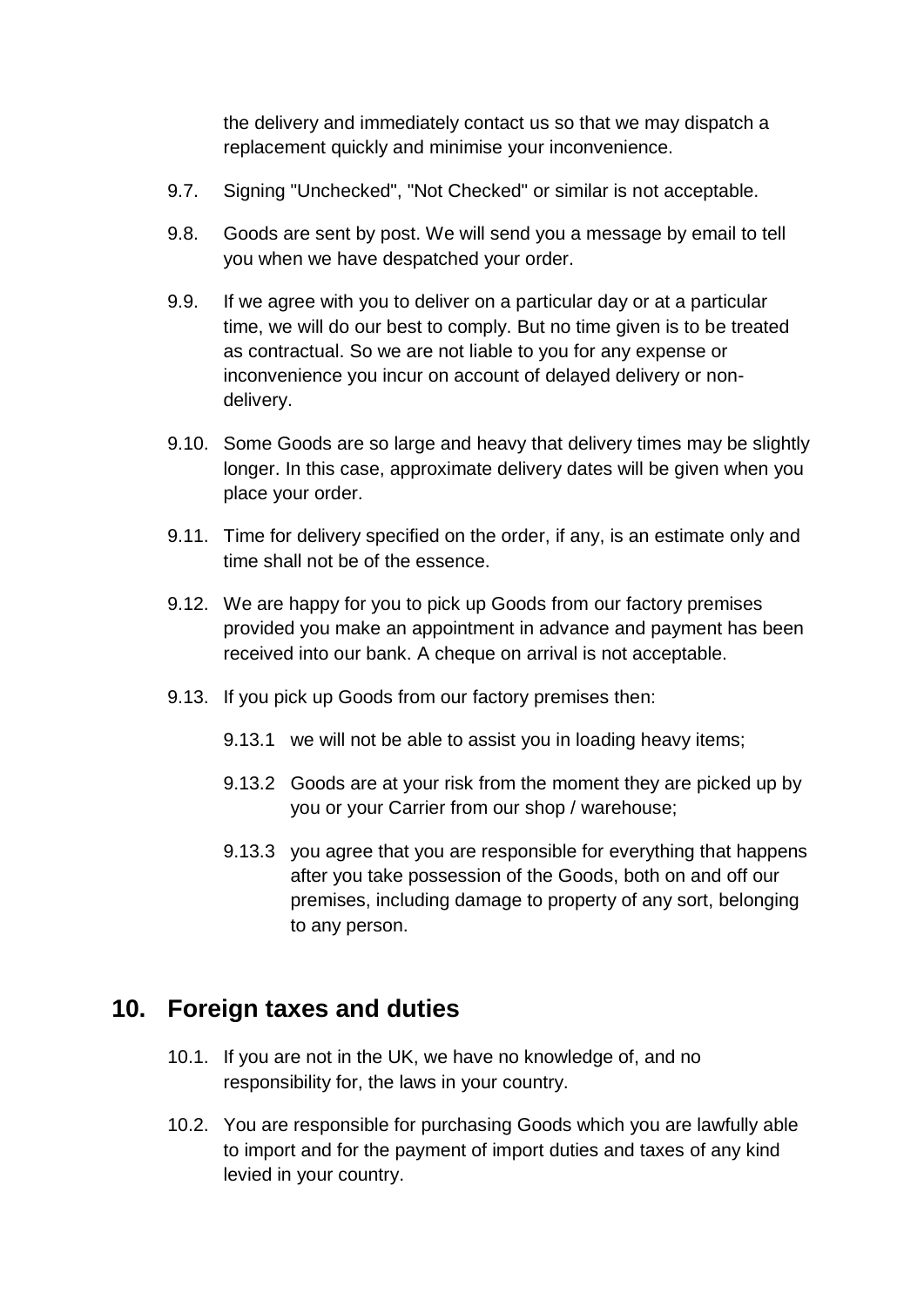the delivery and immediately contact us so that we may dispatch a replacement quickly and minimise your inconvenience.

9.7. Signing "Unchecked", "Not Checked" or similar is not acceptable.

9.8. Goods are sent by post. We will send you a message by email to tell you when we have despatched your order.

9.9. If we agree with you to deliver on a particular day or at a particular time, we will do our best to comply. But no time given is to be treated as contractual. So we are not liable to you for any expense or inconvenience you incur on account of delayed delivery or non-delivery.

9.10. Some Goods are so large and heavy that delivery times may be slightly longer. In this case, approximate delivery dates will be given when you place your order.

9.11. Time for delivery specified on the order, if any, is an estimate only and time shall not be of the essence.

9.12. We are happy for you to pick up Goods from our factory premises provided you make an appointment in advance and payment has been received into our bank. A cheque on arrival is not acceptable.

9.13. If you pick up Goods from our factory premises then:

9.13.1 we will not be able to assist you in loading heavy items;

9.13.2 Goods are at your risk from the moment they are picked up by you or your Carrier from our shop / warehouse;

9.13.3 you agree that you are responsible for everything that happens after you take possession of the Goods, both on and off our premises, including damage to property of any sort, belonging to any person.

## 10. Foreign taxes and duties

10.1. If you are not in the UK, we have no knowledge of, and no responsibility for, the laws in your country.

10.2. You are responsible for purchasing Goods which you are lawfully able to import and for the payment of import duties and taxes of any kind levied in your country.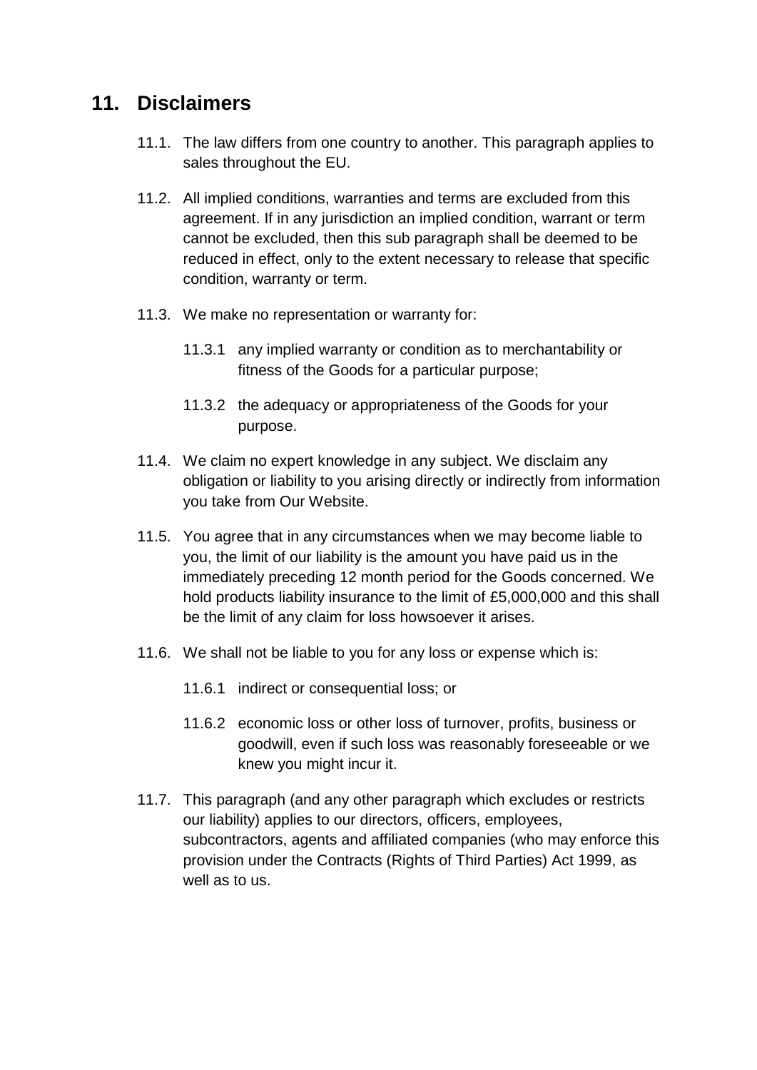## 11. Disclaimers

11.1. The law differs from one country to another. This paragraph applies to sales throughout the EU.

11.2. All implied conditions, warranties and terms are excluded from this agreement. If in any jurisdiction an implied condition, warrant or term cannot be excluded, then this sub paragraph shall be deemed to be reduced in effect, only to the extent necessary to release that specific condition, warranty or term.

11.3. We make no representation or warranty for:

11.3.1 any implied warranty or condition as to merchantability or fitness of the Goods for a particular purpose;

11.3.2 the adequacy or appropriateness of the Goods for your purpose.

11.4. We claim no expert knowledge in any subject. We disclaim any obligation or liability to you arising directly or indirectly from information you take from Our Website.

11.5. You agree that in any circumstances when we may become liable to you, the limit of our liability is the amount you have paid us in the immediately preceding 12 month period for the Goods concerned. We hold products liability insurance to the limit of £5,000,000 and this shall be the limit of any claim for loss howsoever it arises.

11.6. We shall not be liable to you for any loss or expense which is:

11.6.1 indirect or consequential loss; or

11.6.2 economic loss or other loss of turnover, profits, business or goodwill, even if such loss was reasonably foreseeable or we knew you might incur it.

11.7. This paragraph (and any other paragraph which excludes or restricts our liability) applies to our directors, officers, employees, subcontractors, agents and affiliated companies (who may enforce this provision under the Contracts (Rights of Third Parties) Act 1999, as well as to us.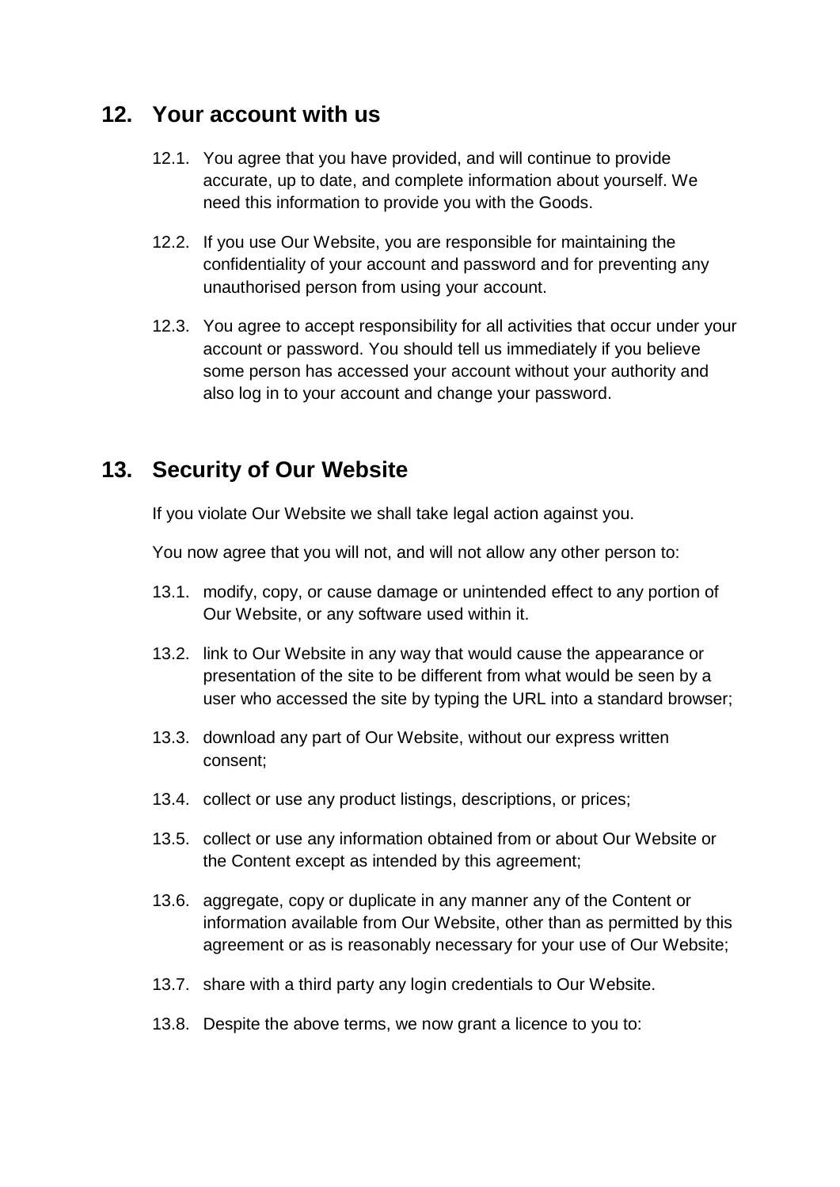## 12. Your account with us

12.1. You agree that you have provided, and will continue to provide accurate, up to date, and complete information about yourself. We need this information to provide you with the Goods.

12.2. If you use Our Website, you are responsible for maintaining the confidentiality of your account and password and for preventing any unauthorised person from using your account.

12.3. You agree to accept responsibility for all activities that occur under your account or password. You should tell us immediately if you believe some person has accessed your account without your authority and also log in to your account and change your password.

## 13. Security of Our Website

If you violate Our Website we shall take legal action against you.

You now agree that you will not, and will not allow any other person to:

13.1. modify, copy, or cause damage or unintended effect to any portion of Our Website, or any software used within it.

13.2. link to Our Website in any way that would cause the appearance or presentation of the site to be different from what would be seen by a user who accessed the site by typing the URL into a standard browser;

13.3. download any part of Our Website, without our express written consent;

13.4. collect or use any product listings, descriptions, or prices;

13.5. collect or use any information obtained from or about Our Website or the Content except as intended by this agreement;

13.6. aggregate, copy or duplicate in any manner any of the Content or information available from Our Website, other than as permitted by this agreement or as is reasonably necessary for your use of Our Website;

13.7. share with a third party any login credentials to Our Website.

13.8. Despite the above terms, we now grant a licence to you to: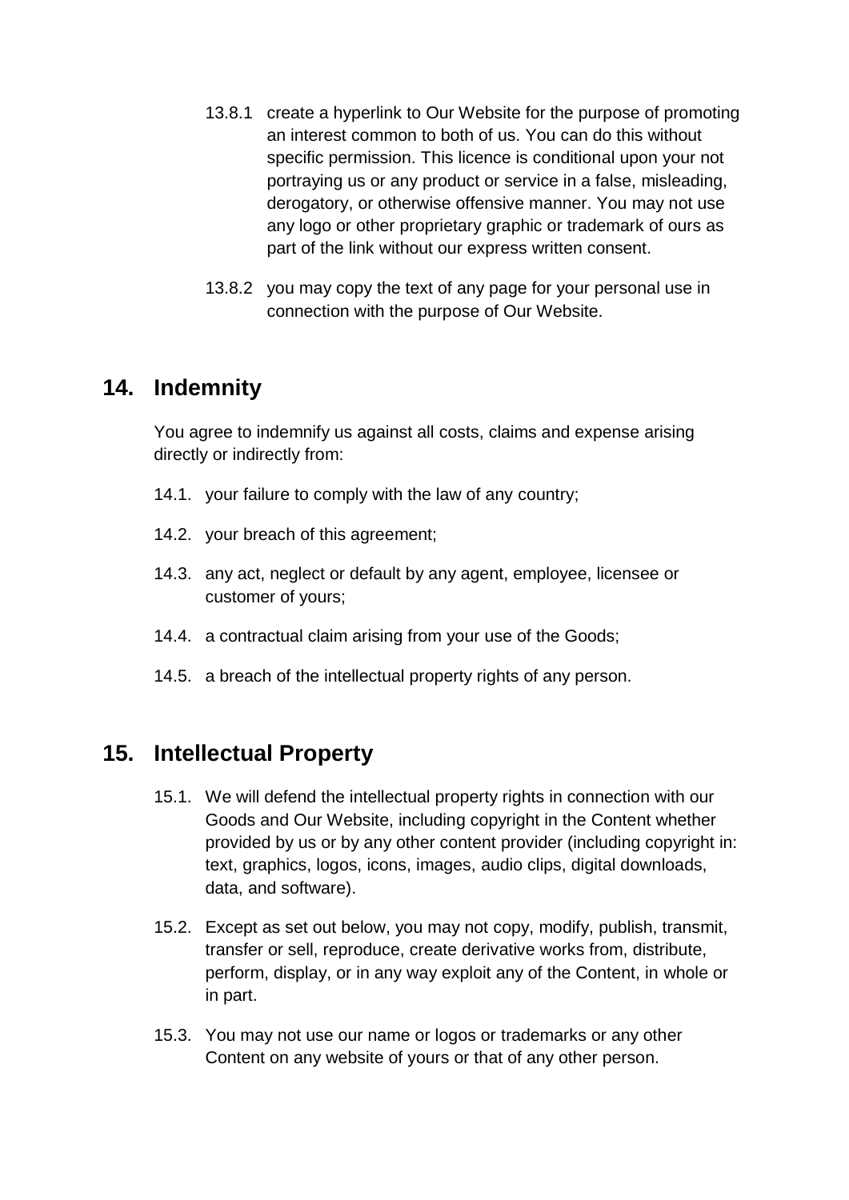13.8.1 create a hyperlink to Our Website for the purpose of promoting an interest common to both of us. You can do this without specific permission. This licence is conditional upon your not portraying us or any product or service in a false, misleading, derogatory, or otherwise offensive manner. You may not use any logo or other proprietary graphic or trademark of ours as part of the link without our express written consent.

13.8.2 you may copy the text of any page for your personal use in connection with the purpose of Our Website.

## 14. Indemnity

You agree to indemnify us against all costs, claims and expense arising directly or indirectly from:

14.1. your failure to comply with the law of any country;

14.2. your breach of this agreement;

14.3. any act, neglect or default by any agent, employee, licensee or customer of yours;

14.4. a contractual claim arising from your use of the Goods;

14.5. a breach of the intellectual property rights of any person.

## 15. Intellectual Property

15.1. We will defend the intellectual property rights in connection with our Goods and Our Website, including copyright in the Content whether provided by us or by any other content provider (including copyright in: text, graphics, logos, icons, images, audio clips, digital downloads, data, and software).

15.2. Except as set out below, you may not copy, modify, publish, transmit, transfer or sell, reproduce, create derivative works from, distribute, perform, display, or in any way exploit any of the Content, in whole or in part.

15.3. You may not use our name or logos or trademarks or any other Content on any website of yours or that of any other person.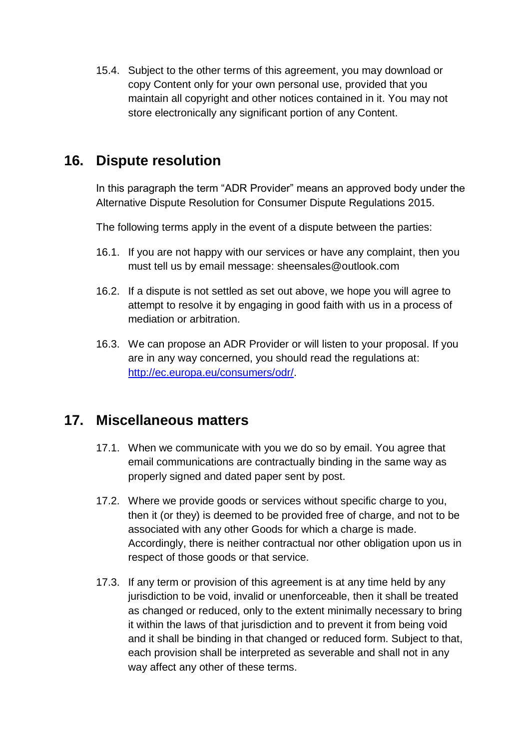15.4. Subject to the other terms of this agreement, you may download or copy Content only for your own personal use, provided that you maintain all copyright and other notices contained in it. You may not store electronically any significant portion of any Content.

## 16. Dispute resolution

In this paragraph the term "ADR Provider" means an approved body under the Alternative Dispute Resolution for Consumer Dispute Regulations 2015.

The following terms apply in the event of a dispute between the parties:

16.1. If you are not happy with our services or have any complaint, then you must tell us by email message: sheensales@outlook.com

16.2. If a dispute is not settled as set out above, we hope you will agree to attempt to resolve it by engaging in good faith with us in a process of mediation or arbitration.

16.3. We can propose an ADR Provider or will listen to your proposal. If you are in any way concerned, you should read the regulations at: [http://ec.europa.eu/consumers/odr/](http://ec.europa.eu/consumers/odr/).

## 17. Miscellaneous matters

17.1. When we communicate with you we do so by email. You agree that email communications are contractually binding in the same way as properly signed and dated paper sent by post.

17.2. Where we provide goods or services without specific charge to you, then it (or they) is deemed to be provided free of charge, and not to be associated with any other Goods for which a charge is made. Accordingly, there is neither contractual nor other obligation upon us in respect of those goods or that service.

17.3. If any term or provision of this agreement is at any time held by any jurisdiction to be void, invalid or unenforceable, then it shall be treated as changed or reduced, only to the extent minimally necessary to bring it within the laws of that jurisdiction and to prevent it from being void and it shall be binding in that changed or reduced form. Subject to that, each provision shall be interpreted as severable and shall not in any way affect any other of these terms.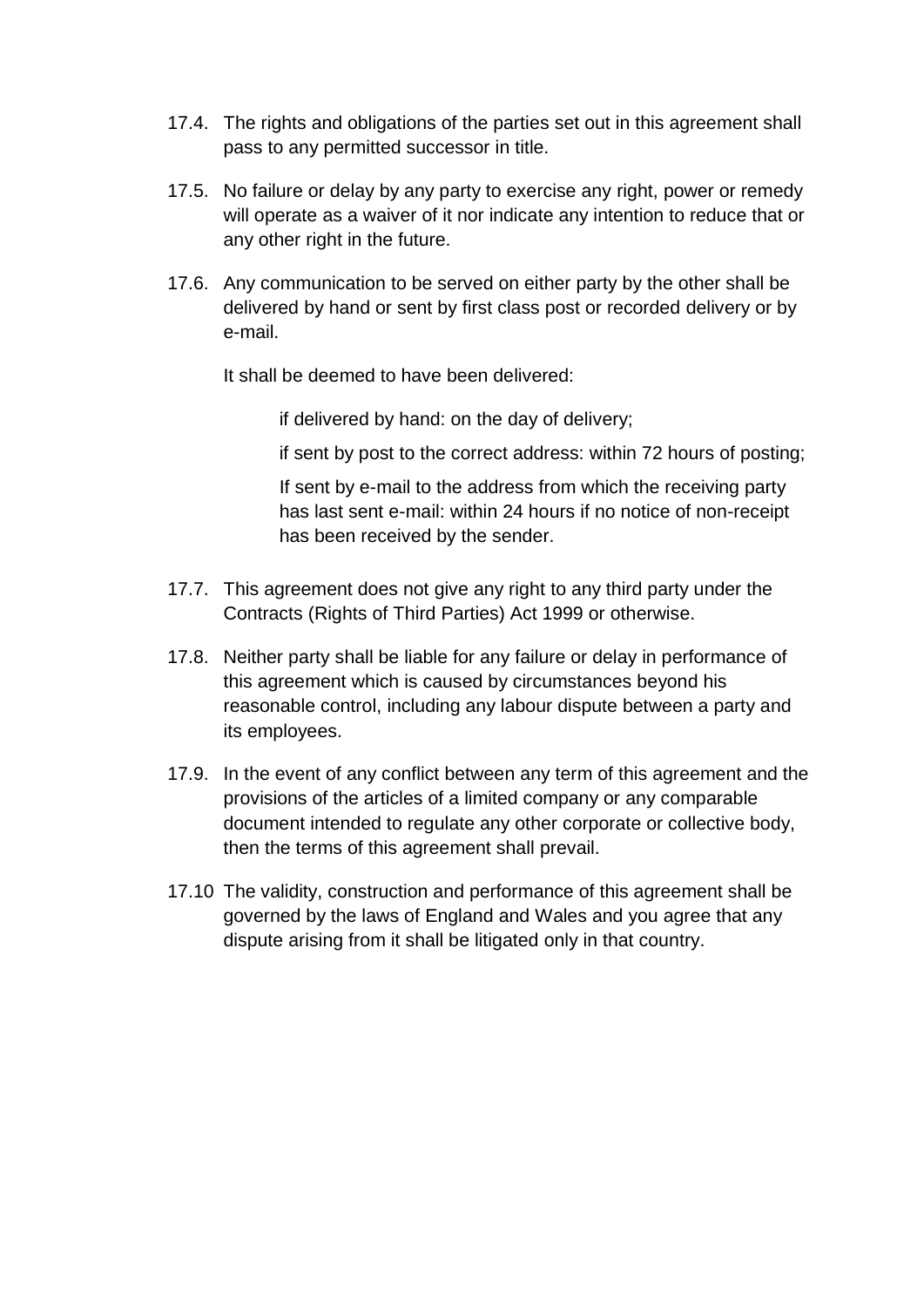17.4. The rights and obligations of the parties set out in this agreement shall pass to any permitted successor in title.

17.5. No failure or delay by any party to exercise any right, power or remedy will operate as a waiver of it nor indicate any intention to reduce that or any other right in the future.

17.6. Any communication to be served on either party by the other shall be delivered by hand or sent by first class post or recorded delivery or by e-mail.

It shall be deemed to have been delivered:

> if delivered by hand: on the day of delivery;
>
> if sent by post to the correct address: within 72 hours of posting;
>
> If sent by e-mail to the address from which the receiving party has last sent e-mail: within 24 hours if no notice of non-receipt has been received by the sender.

17.7. This agreement does not give any right to any third party under the Contracts (Rights of Third Parties) Act 1999 or otherwise.

17.8. Neither party shall be liable for any failure or delay in performance of this agreement which is caused by circumstances beyond his reasonable control, including any labour dispute between a party and its employees.

17.9. In the event of any conflict between any term of this agreement and the provisions of the articles of a limited company or any comparable document intended to regulate any other corporate or collective body, then the terms of this agreement shall prevail.

17.10 The validity, construction and performance of this agreement shall be governed by the laws of England and Wales and you agree that any dispute arising from it shall be litigated only in that country.